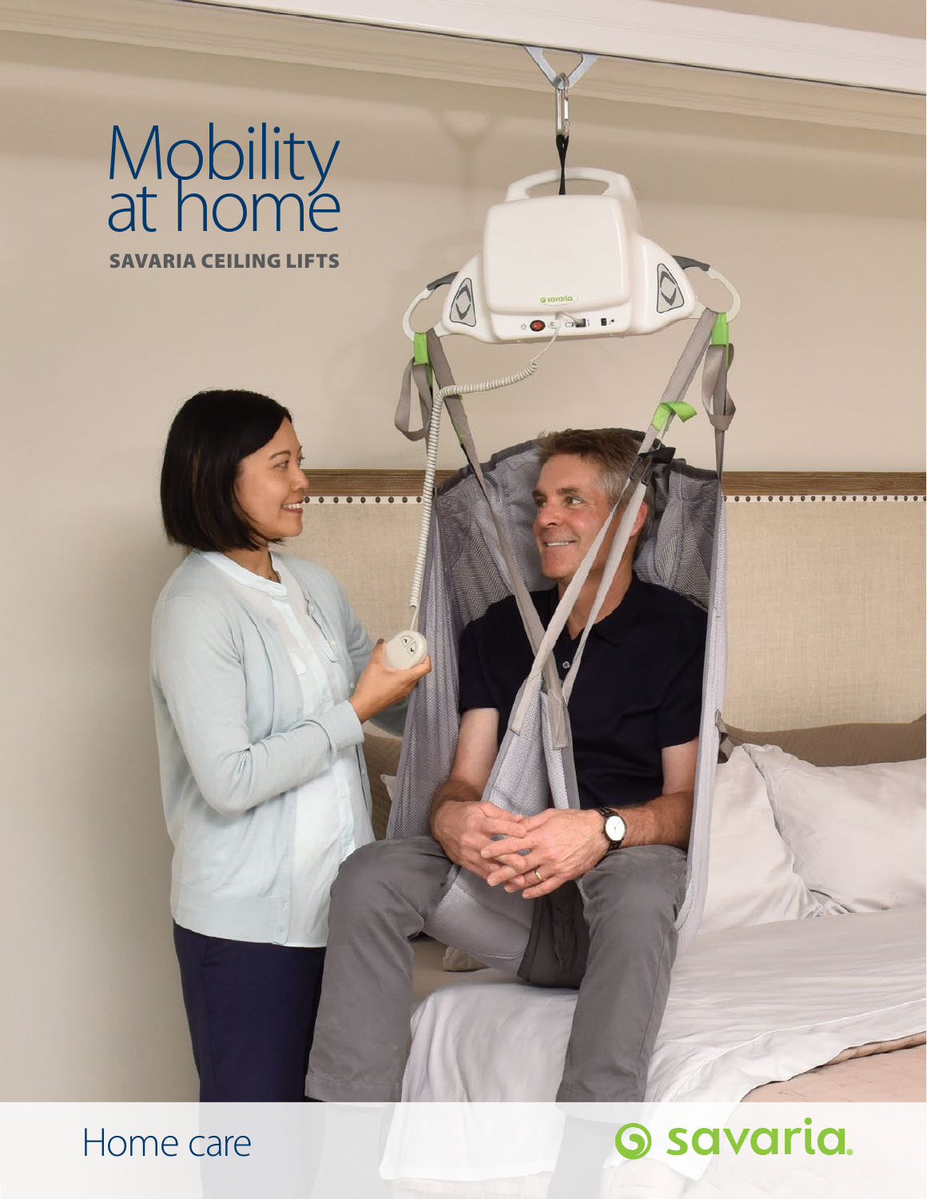# Mobility at home

**SAVARIA CEILING LIFTS**

Home care

savaria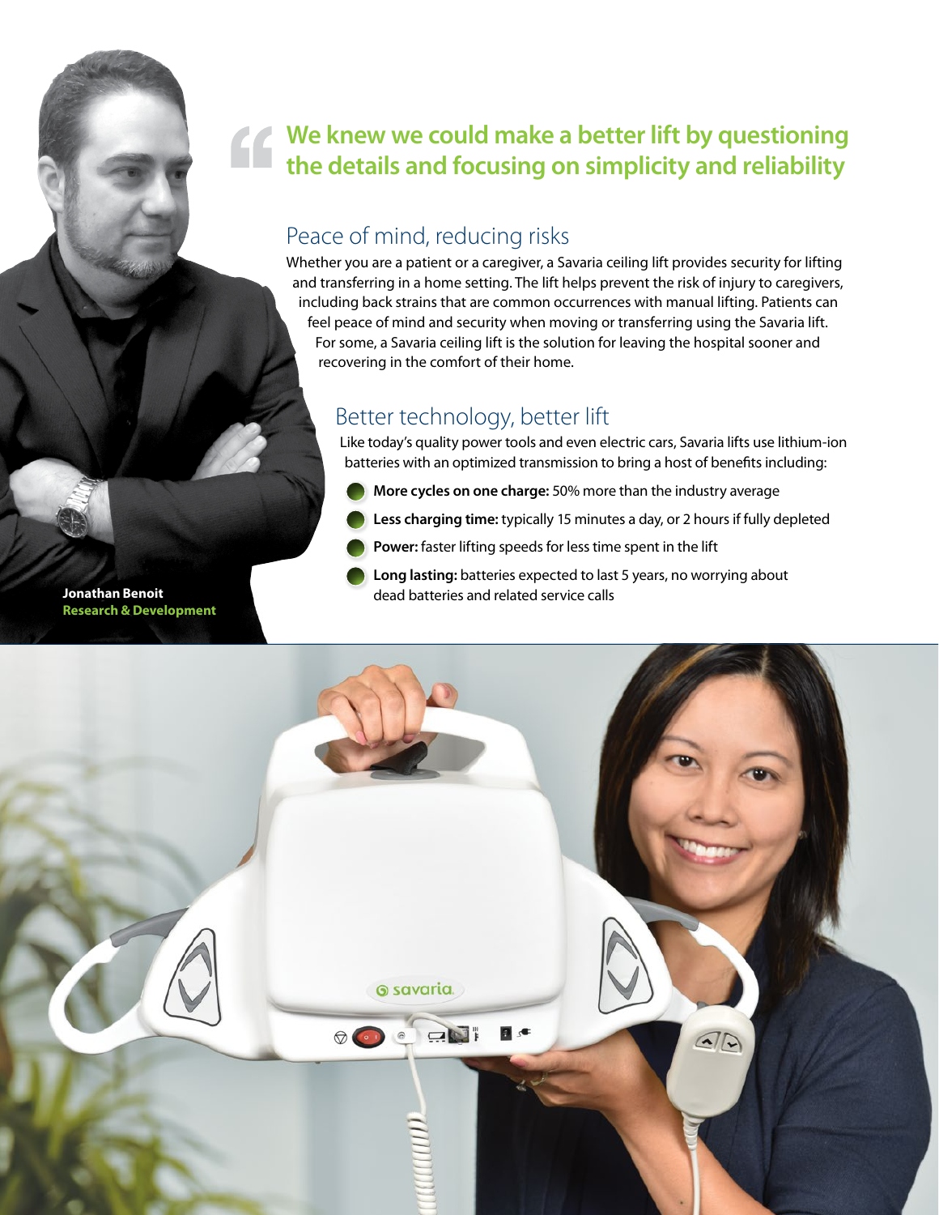> We knew we could make a better lift by questioning the details and focusing on simplicity and reliability

**Jonathan Benoit**
**Research & Development**

## Peace of mind, reducing risks

Whether you are a patient or a caregiver, a Savaria ceiling lift provides security for lifting and transferring in a home setting. The lift helps prevent the risk of injury to caregivers, including back strains that are common occurrences with manual lifting. Patients can feel peace of mind and security when moving or transferring using the Savaria lift. For some, a Savaria ceiling lift is the solution for leaving the hospital sooner and recovering in the comfort of their home.

## Better technology, better lift

Like today's quality power tools and even electric cars, Savaria lifts use lithium-ion batteries with an optimized transmission to bring a host of benefits including:

- **More cycles on one charge:** 50% more than the industry average
- **Less charging time:** typically 15 minutes a day, or 2 hours if fully depleted
- **Power:** faster lifting speeds for less time spent in the lift
- **Long lasting:** batteries expected to last 5 years, no worrying about dead batteries and related service calls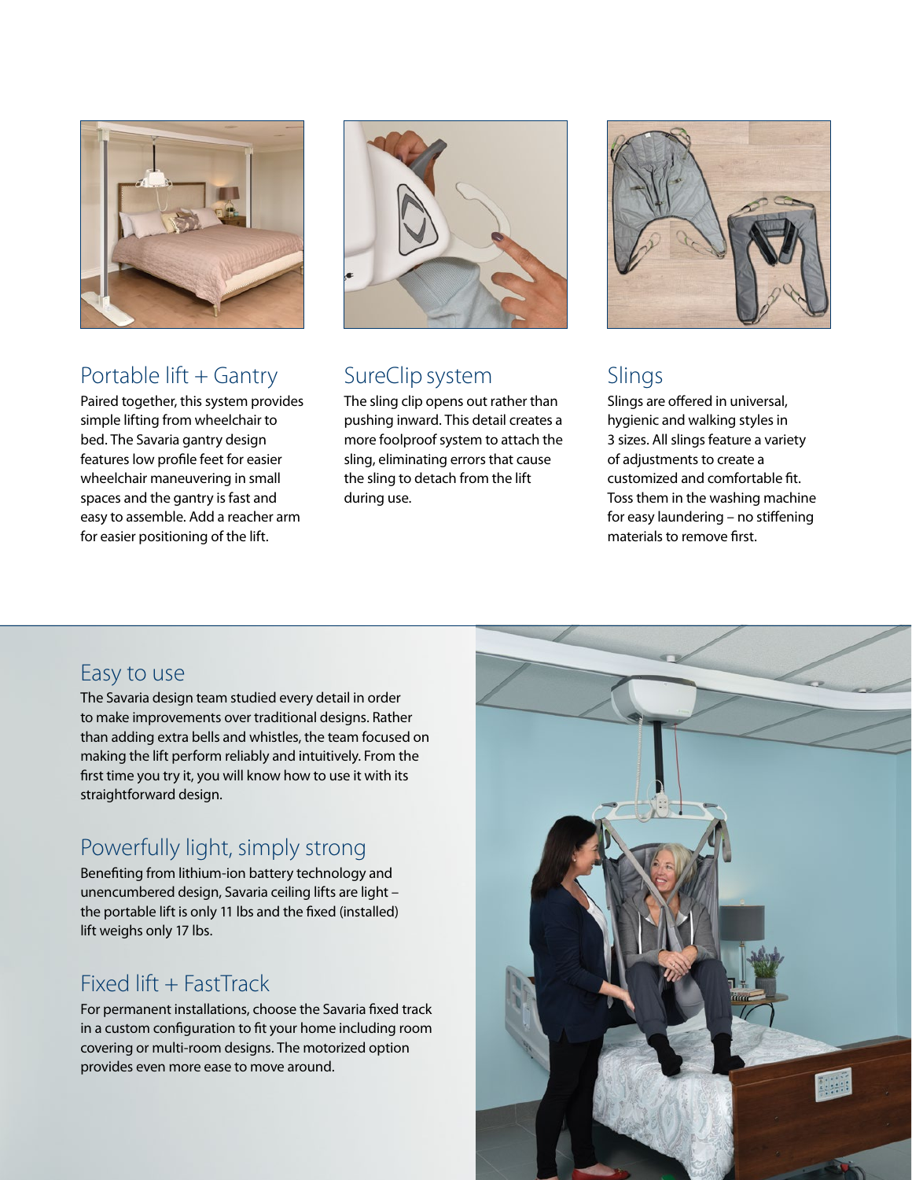## Portable lift + Gantry

Paired together, this system provides simple lifting from wheelchair to bed. The Savaria gantry design features low profile feet for easier wheelchair maneuvering in small spaces and the gantry is fast and easy to assemble. Add a reacher arm for easier positioning of the lift.

## SureClip system

The sling clip opens out rather than pushing inward. This detail creates a more foolproof system to attach the sling, eliminating errors that cause the sling to detach from the lift during use.

## Slings

Slings are offered in universal, hygienic and walking styles in 3 sizes. All slings feature a variety of adjustments to create a customized and comfortable fit. Toss them in the washing machine for easy laundering – no stiffening materials to remove first.

## Easy to use

The Savaria design team studied every detail in order to make improvements over traditional designs. Rather than adding extra bells and whistles, the team focused on making the lift perform reliably and intuitively. From the first time you try it, you will know how to use it with its straightforward design.

## Powerfully light, simply strong

Benefiting from lithium-ion battery technology and unencumbered design, Savaria ceiling lifts are light – the portable lift is only 11 lbs and the fixed (installed) lift weighs only 17 lbs.

## Fixed lift + FastTrack

For permanent installations, choose the Savaria fixed track in a custom configuration to fit your home including room covering or multi-room designs. The motorized option provides even more ease to move around.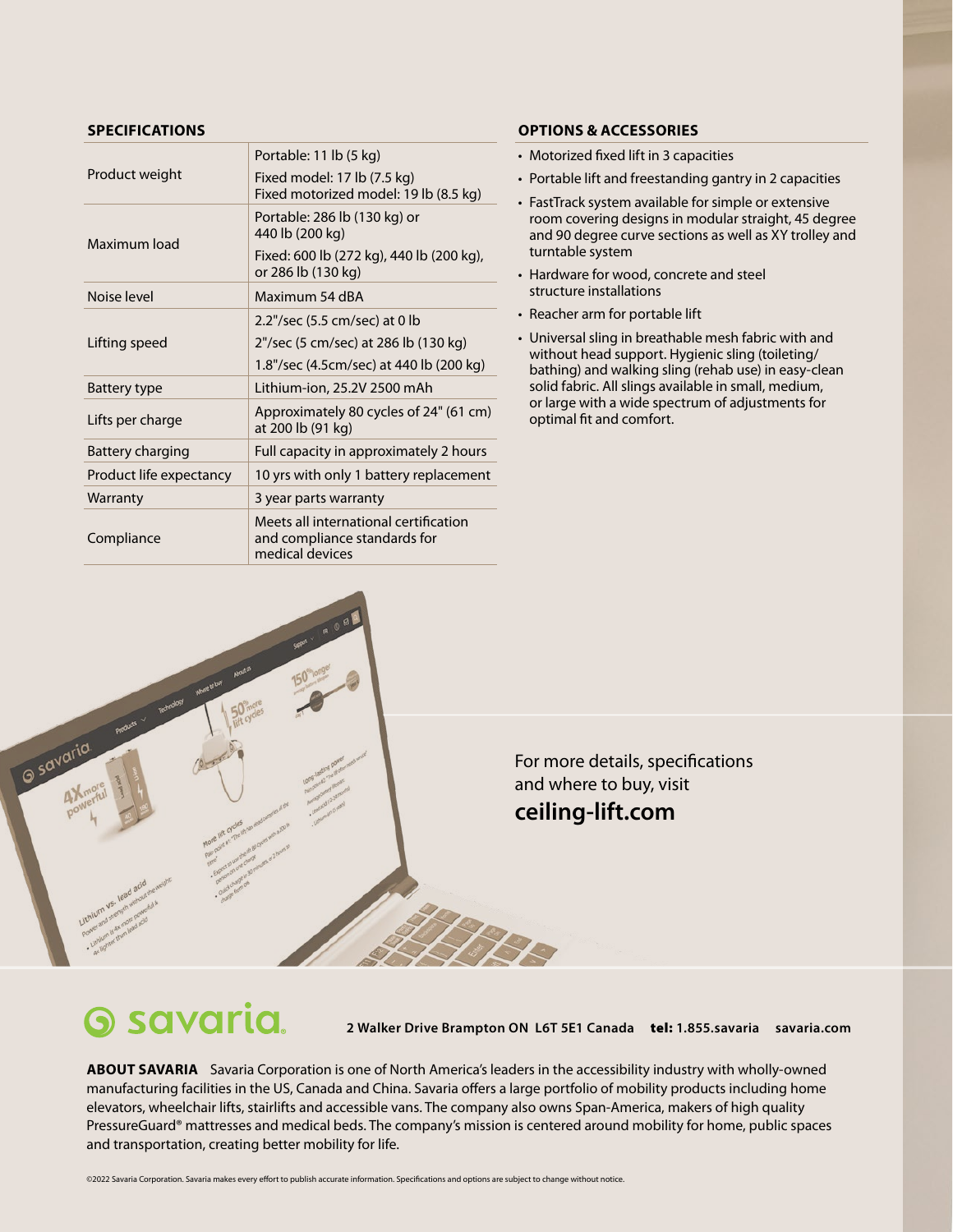## SPECIFICATIONS

| | |
|---|---|
| Product weight | Portable: 11 lb (5 kg)<br>Fixed model: 17 lb (7.5 kg)<br>Fixed motorized model: 19 lb (8.5 kg) |
| Maximum load | Portable: 286 lb (130 kg) or 440 lb (200 kg)<br>Fixed: 600 lb (272 kg), 440 lb (200 kg), or 286 lb (130 kg) |
| Noise level | Maximum 54 dBA |
| Lifting speed | 2.2"/sec (5.5 cm/sec) at 0 lb<br>2"/sec (5 cm/sec) at 286 lb (130 kg)<br>1.8"/sec (4.5cm/sec) at 440 lb (200 kg) |
| Battery type | Lithium-ion, 25.2V 2500 mAh |
| Lifts per charge | Approximately 80 cycles of 24" (61 cm) at 200 lb (91 kg) |
| Battery charging | Full capacity in approximately 2 hours |
| Product life expectancy | 10 yrs with only 1 battery replacement |
| Warranty | 3 year parts warranty |
| Compliance | Meets all international certification and compliance standards for medical devices |

## OPTIONS & ACCESSORIES

- Motorized fixed lift in 3 capacities
- Portable lift and freestanding gantry in 2 capacities
- FastTrack system available for simple or extensive room covering designs in modular straight, 45 degree and 90 degree curve sections as well as XY trolley and turntable system
- Hardware for wood, concrete and steel structure installations
- Reacher arm for portable lift
- Universal sling in breathable mesh fabric with and without head support. Hygienic sling (toileting/ bathing) and walking sling (rehab use) in easy-clean solid fabric. All slings available in small, medium, or large with a wide spectrum of adjustments for optimal fit and comfort.

For more details, specifications and where to buy, visit
**ceiling-lift.com**

savaria

**2 Walker Drive Brampton ON L6T 5E1 Canada** **tel:** **1.855.savaria** **savaria.com**

**ABOUT SAVARIA** Savaria Corporation is one of North America's leaders in the accessibility industry with wholly-owned manufacturing facilities in the US, Canada and China. Savaria offers a large portfolio of mobility products including home elevators, wheelchair lifts, stairlifts and accessible vans. The company also owns Span-America, makers of high quality PressureGuard® mattresses and medical beds. The company's mission is centered around mobility for home, public spaces and transportation, creating better mobility for life.

©2022 Savaria Corporation. Savaria makes every effort to publish accurate information. Specifications and options are subject to change without notice.